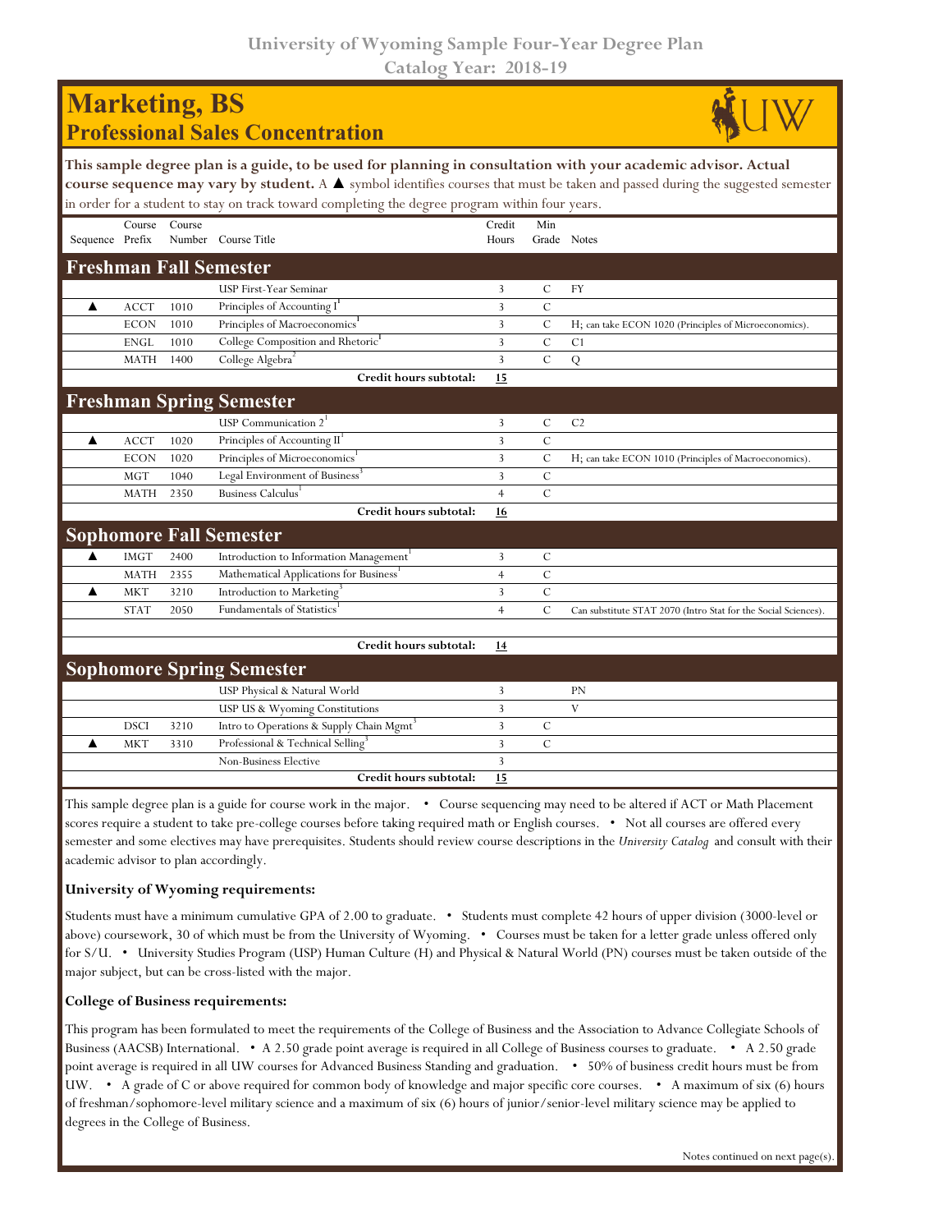# University of Wyoming Sample Four-Year Degree Plan
## Catalog Year: 2018-19

# Marketing, BS
## Professional Sales Concentration

**This sample degree plan is a guide, to be used for planning in consultation with your academic advisor. Actual course sequence may vary by student.** A ▲ symbol identifies courses that must be taken and passed during the suggested semester in order for a student to stay on track toward completing the degree program within four years.

| Sequence | Course Prefix | Course Number | Course Title | Credit Hours | Min Grade | Notes |
|---|---|---|---|---|---|---|
| **Freshman Fall Semester** | | | | | | |
| | | | USP First-Year Seminar | 3 | C | FY |
| ▲ | ACCT | 1010 | Principles of Accounting I[1] | 3 | C | |
| | ECON | 1010 | Principles of Macroeconomics[1] | 3 | C | H; can take ECON 1020 (Principles of Microeconomics). |
| | ENGL | 1010 | College Composition and Rhetoric[1] | 3 | C | C1 |
| | MATH | 1400 | College Algebra[2] | 3 | C | Q |
| | | | **Credit hours subtotal:** | **15** | | |
| **Freshman Spring Semester** | | | | | | |
| | | | USP Communication 2[1] | 3 | C | C2 |
| ▲ | ACCT | 1020 | Principles of Accounting II[1] | 3 | C | |
| | ECON | 1020 | Principles of Microeconomics[1] | 3 | C | H; can take ECON 1010 (Principles of Macroeconomics). |
| | MGT | 1040 | Legal Environment of Business[3] | 3 | C | |
| | MATH | 2350 | Business Calculus[1] | 4 | C | |
| | | | **Credit hours subtotal:** | **16** | | |
| **Sophomore Fall Semester** | | | | | | |
| ▲ | IMGT | 2400 | Introduction to Information Management[1] | 3 | C | |
| | MATH | 2355 | Mathematical Applications for Business[1] | 4 | C | |
| ▲ | MKT | 3210 | Introduction to Marketing[3] | 3 | C | |
| | STAT | 2050 | Fundamentals of Statistics[1] | 4 | C | Can substitute STAT 2070 (Intro Stat for the Social Sciences). |
| | | | **Credit hours subtotal:** | **14** | | |
| **Sophomore Spring Semester** | | | | | | |
| | | | USP Physical & Natural World | 3 | | PN |
| | | | USP US & Wyoming Constitutions | 3 | | V |
| | DSCI | 3210 | Intro to Operations & Supply Chain Mgmt[3] | 3 | C | |
| ▲ | MKT | 3310 | Professional & Technical Selling[3] | 3 | C | |
| | | | Non-Business Elective | 3 | | |
| | | | **Credit hours subtotal:** | **15** | | |

This sample degree plan is a guide for course work in the major. • Course sequencing may need to be altered if ACT or Math Placement scores require a student to take pre-college courses before taking required math or English courses. • Not all courses are offered every semester and some electives may have prerequisites. Students should review course descriptions in the *University Catalog* and consult with their academic advisor to plan accordingly.

### University of Wyoming requirements:

Students must have a minimum cumulative GPA of 2.00 to graduate. • Students must complete 42 hours of upper division (3000-level or above) coursework, 30 of which must be from the University of Wyoming. • Courses must be taken for a letter grade unless offered only for S/U. • University Studies Program (USP) Human Culture (H) and Physical & Natural World (PN) courses must be taken outside of the major subject, but can be cross-listed with the major.

### College of Business requirements:

This program has been formulated to meet the requirements of the College of Business and the Association to Advance Collegiate Schools of Business (AACSB) International. • A 2.50 grade point average is required in all College of Business courses to graduate. • A 2.50 grade point average is required in all UW courses for Advanced Business Standing and graduation. • 50% of business credit hours must be from UW. • A grade of C or above required for common body of knowledge and major specific core courses. • A maximum of six (6) hours of freshman/sophomore-level military science and a maximum of six (6) hours of junior/senior-level military science may be applied to degrees in the College of Business.

Notes continued on next page(s).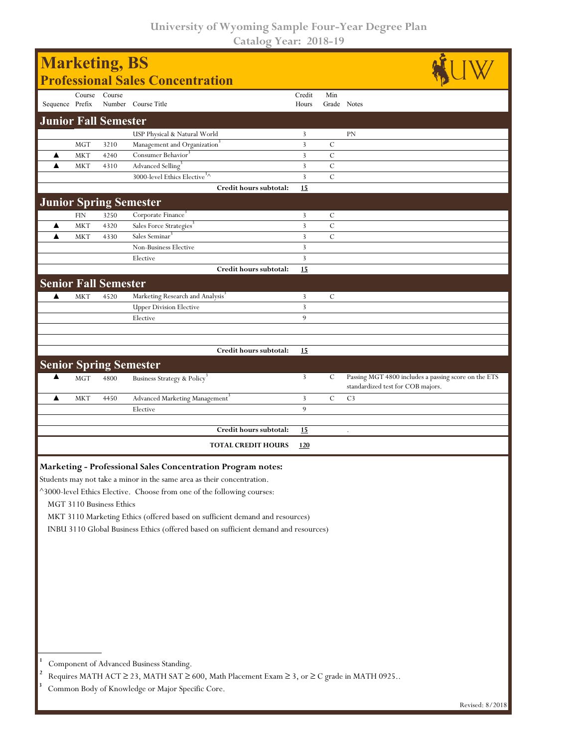# University of Wyoming Sample Four-Year Degree Plan
## Catalog Year: 2018-19

# Marketing, BS
## Professional Sales Concentration

| Sequence | Course Prefix | Course Number | Course Title | Credit Hours | Min Grade | Notes |
|---|---|---|---|---|---|---|
| **Junior Fall Semester** | | | | | | |
| | | | USP Physical & Natural World | 3 | | PN |
| | MGT | 3210 | Management and Organization[3] | 3 | C | |
| ▲ | MKT | 4240 | Consumer Behavior[3] | 3 | C | |
| ▲ | MKT | 4310 | Advanced Selling[3] | 3 | C | |
| | | | 3000-level Ethics Elective[3]^ | 3 | C | |
| | | | **Credit hours subtotal:** | **15** | | |
| **Junior Spring Semester** | | | | | | |
| | FIN | 3250 | Corporate Finance[3] | 3 | C | |
| ▲ | MKT | 4320 | Sales Force Strategies[3] | 3 | C | |
| ▲ | MKT | 4330 | Sales Seminar[3] | 3 | C | |
| | | | Non-Business Elective | 3 | | |
| | | | Elective | 3 | | |
| | | | **Credit hours subtotal:** | **15** | | |
| **Senior Fall Semester** | | | | | | |
| ▲ | MKT | 4520 | Marketing Research and Analysis[3] | 3 | C | |
| | | | Upper Division Elective | 3 | | |
| | | | Elective | 9 | | |
| | | | **Credit hours subtotal:** | **15** | | |
| **Senior Spring Semester** | | | | | | |
| ▲ | MGT | 4800 | Business Strategy & Policy[3] | 3 | C | Passing MGT 4800 includes a passing score on the ETS standardized test for COB majors. |
| ▲ | MKT | 4450 | Advanced Marketing Management[3] | 3 | C | C3 |
| | | | Elective | 9 | | |
| | | | **Credit hours subtotal:** | **15** | | . |
| | | | **TOTAL CREDIT HOURS** | **120** | | |

**Marketing - Professional Sales Concentration Program notes:**

Students may not take a minor in the same area as their concentration.

^3000-level Ethics Elective. Choose from one of the following courses:

- MGT 3110 Business Ethics
- MKT 3110 Marketing Ethics (offered based on sufficient demand and resources)
- INBU 3110 Global Business Ethics (offered based on sufficient demand and resources)

---

[1] Component of Advanced Business Standing.

[2] Requires MATH ACT ≥ 23, MATH SAT ≥ 600, Math Placement Exam ≥ 3, or ≥ C grade in MATH 0925..

[3] Common Body of Knowledge or Major Specific Core.

Revised: 8/2018